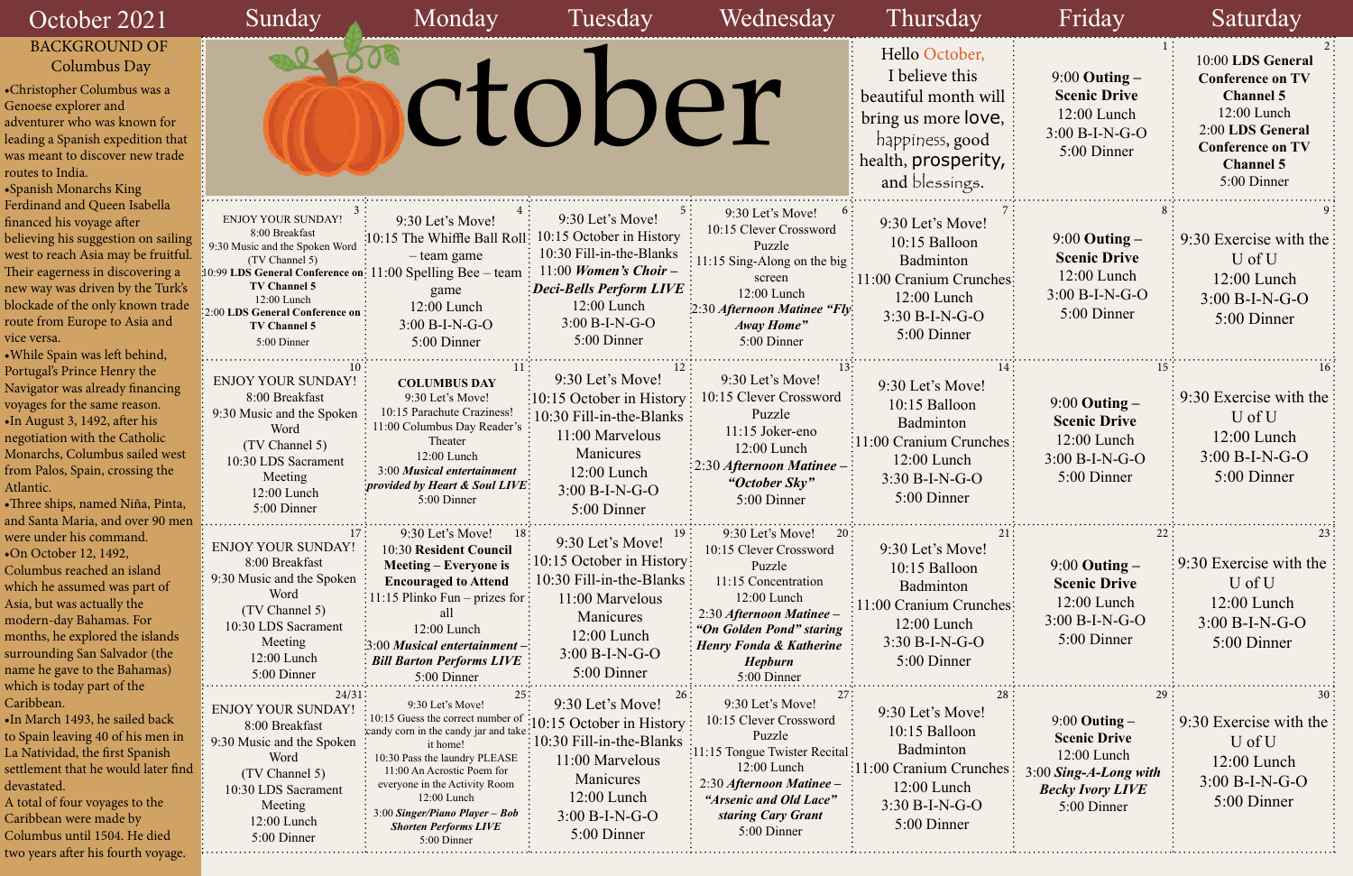# October 2021

## BACKGROUND OF Columbus Day

- Christopher Columbus was a Genoese explorer and adventurer who was known for leading a Spanish expedition that was meant to discover new trade routes to India.
- Spanish Monarchs King Ferdinand and Queen Isabella financed his voyage after believing his suggestion on sailing west to reach Asia may be fruitful. Their eagerness in discovering a new way was driven by the Turk's blockade of the only known trade route from Europe to Asia and vice versa.
- While Spain was left behind, Portugal's Prince Henry the Navigator was already financing voyages for the same reason.
- In August 3, 1492, after his negotiation with the Catholic Monarchs, Columbus sailed west from Palos, Spain, crossing the Atlantic.
- Three ships, named Niña, Pinta, and Santa Maria, and over 90 men were under his command.
- On October 12, 1492, Columbus reached an island which he assumed was part of Asia, but was actually the modern-day Bahamas. For months, he explored the islands surrounding San Salvador (the name he gave to the Bahamas) which is today part of the Caribbean.
- In March 1493, he sailed back to Spain leaving 40 of his men in La Natividad, the first Spanish settlement that he would later find devastated.

A total of four voyages to the Caribbean were made by Columbus until 1504. He died two years after his fourth voyage.

| Sunday | Monday | Tuesday | Wednesday | Thursday | Friday | Saturday |
|---|---|---|---|---|---|---|
| October | | | | Hello October, I believe this beautiful month will bring us more love, happiness, good health, prosperity, and blessings. | **1** 9:00 **Outing – Scenic Drive** 12:00 Lunch 3:00 B-I-N-G-O 5:00 Dinner | **2** 10:00 **LDS General Conference on TV Channel 5** 12:00 Lunch 2:00 **LDS General Conference on TV Channel 5** 5:00 Dinner |
| **3** ENJOY YOUR SUNDAY! 8:00 Breakfast 9:30 Music and the Spoken Word (TV Channel 5) 10:99 **LDS General Conference on TV Channel 5** 12:00 Lunch 2:00 **LDS General Conference on TV Channel 5** 5:00 Dinner | **4** 9:30 Let's Move! 10:15 The Whiffle Ball Roll 11:00 Spelling Bee – team game 12:00 Lunch 3:00 B-I-N-G-O 5:00 Dinner | **5** 9:30 Let's Move! 10:15 October in History 10:30 Fill-in-the-Blanks 11:00 ***Women's Choir – Deci-Bells Perform LIVE*** 12:00 Lunch 3:00 B-I-N-G-O 5:00 Dinner | **6** 9:30 Let's Move! 10:15 Clever Crossword Puzzle 11:15 Sing-Along on the big screen 12:00 Lunch 2:30 ***Afternoon Matinee "Fly Away Home"*** 5:00 Dinner | **7** 9:30 Let's Move! 10:15 Balloon Badminton 11:00 Cranium Crunches 12:00 Lunch 3:30 B-I-N-G-O 5:00 Dinner | **8** 9:00 **Outing – Scenic Drive** 12:00 Lunch 3:00 B-I-N-G-O 5:00 Dinner | **9** 9:30 Exercise with the U of U 12:00 Lunch 3:00 B-I-N-G-O 5:00 Dinner |
| **10** ENJOY YOUR SUNDAY! 8:00 Breakfast 9:30 Music and the Spoken Word (TV Channel 5) 10:30 LDS Sacrament Meeting 12:00 Lunch 5:00 Dinner | **11** **COLUMBUS DAY** 9:30 Let's Move! 10:15 Parachute Craziness! 11:00 Columbus Day Reader's Theater 12:00 Lunch 3:00 ***Musical entertainment provided by Heart & Soul LIVE*** 5:00 Dinner | **12** 9:30 Let's Move! 10:15 October in History 10:30 Fill-in-the-Blanks 11:00 Marvelous Manicures 12:00 Lunch 3:00 B-I-N-G-O 5:00 Dinner | **13** 9:30 Let's Move! 10:15 Clever Crossword Puzzle 11:15 Joker-eno 12:00 Lunch 2:30 ***Afternoon Matinee – "October Sky"*** 5:00 Dinner | **14** 9:30 Let's Move! 10:15 Balloon Badminton 11:00 Cranium Crunches 12:00 Lunch 3:30 B-I-N-G-O 5:00 Dinner | **15** 9:00 **Outing – Scenic Drive** 12:00 Lunch 3:00 B-I-N-G-O 5:00 Dinner | **16** 9:30 Exercise with the U of U 12:00 Lunch 3:00 B-I-N-G-O 5:00 Dinner |
| **17** ENJOY YOUR SUNDAY! 8:00 Breakfast 9:30 Music and the Spoken Word (TV Channel 5) 10:30 LDS Sacrament Meeting 12:00 Lunch 5:00 Dinner | **18** 9:30 Let's Move! 10:30 **Resident Council Meeting – Everyone is Encouraged to Attend** 11:15 Plinko Fun – prizes for all 12:00 Lunch 3:00 ***Musical entertainment – Bill Barton Performs LIVE*** 5:00 Dinner | **19** 9:30 Let's Move! 10:15 October in History 10:30 Fill-in-the-Blanks 11:00 Marvelous Manicures 12:00 Lunch 3:00 B-I-N-G-O 5:00 Dinner | **20** 9:30 Let's Move! 10:15 Clever Crossword Puzzle 11:15 Concentration 12:00 Lunch 2:30 ***Afternoon Matinee – "On Golden Pond" staring Henry Fonda & Katherine Hepburn*** 5:00 Dinner | **21** 9:30 Let's Move! 10:15 Balloon Badminton 11:00 Cranium Crunches 12:00 Lunch 3:30 B-I-N-G-O 5:00 Dinner | **22** 9:00 **Outing – Scenic Drive** 12:00 Lunch 3:00 B-I-N-G-O 5:00 Dinner | **23** 9:30 Exercise with the U of U 12:00 Lunch 3:00 B-I-N-G-O 5:00 Dinner |
| **24/31** ENJOY YOUR SUNDAY! 8:00 Breakfast 9:30 Music and the Spoken Word (TV Channel 5) 10:30 LDS Sacrament Meeting 12:00 Lunch 5:00 Dinner | **25** 9:30 Let's Move! 10:15 Guess the correct number of candy corn in the candy jar and take it home! 10:30 Pass the laundry PLEASE 11:00 An Acrostic Poem for everyone in the Activity Room 12:00 Lunch 3:00 ***Singer/Piano Player – Bob Shorten Performs LIVE*** 5:00 Dinner | **26** 9:30 Let's Move! 10:15 October in History 10:30 Fill-in-the-Blanks 11:00 Marvelous Manicures 12:00 Lunch 3:00 B-I-N-G-O 5:00 Dinner | **27** 9:30 Let's Move! 10:15 Clever Crossword Puzzle 11:15 Tongue Twister Recital 12:00 Lunch 2:30 ***Afternoon Matinee – "Arsenic and Old Lace" staring Cary Grant*** 5:00 Dinner | **28** 9:30 Let's Move! 10:15 Balloon Badminton 11:00 Cranium Crunches 12:00 Lunch 3:30 B-I-N-G-O 5:00 Dinner | **29** 9:00 **Outing – Scenic Drive** 12:00 Lunch 3:00 ***Sing-A-Long with Becky Ivory LIVE*** 5:00 Dinner | **30** 9:30 Exercise with the U of U 12:00 Lunch 3:00 B-I-N-G-O 5:00 Dinner |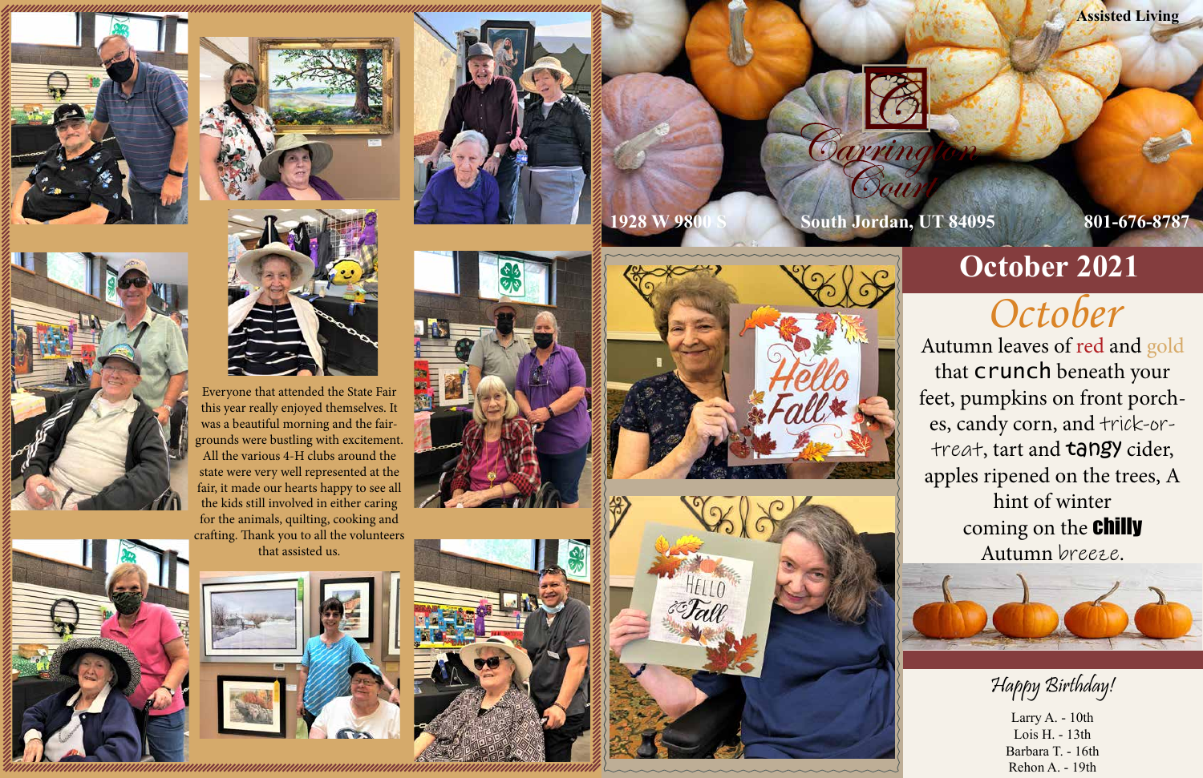Everyone that attended the State Fair this year really enjoyed themselves. It was a beautiful morning and the fairgrounds were bustling with excitement. All the various 4-H clubs around the state were very well represented at the fair, it made our hearts happy to see all the kids still involved in either caring for the animals, quilting, cooking and crafting. Thank you to all the volunteers that assisted us.

Assisted Living

Carrington Court

1928 W 9800 S South Jordan, UT 84095 801-676-8787

# October 2021

## October

Autumn leaves of red and gold that crunch beneath your feet, pumpkins on front porches, candy corn, and trick-or-treat, tart and tangy cider, apples ripened on the trees, A hint of winter coming on the chilly Autumn breeze.

## Happy Birthday!

Larry A. - 10th
Lois H. - 13th
Barbara T. - 16th
Rehon A. - 19th